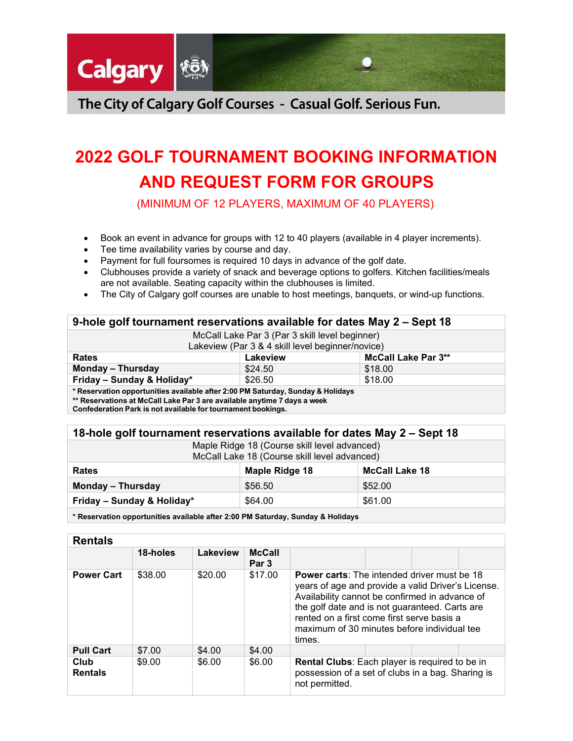The City of Calgary Golf Courses - Casual Golf. Serious Fun.

# 2022 GOLF TOURNAMENT BOOKING INFORMATION AND REQUEST FORM FOR GROUPS

(MINIMUM OF 12 PLAYERS, MAXIMUM OF 40 PLAYERS)

- Book an event in advance for groups with 12 to 40 players (available in 4 player increments).
- Tee time availability varies by course and day.
- Payment for full foursomes is required 10 days in advance of the golf date.
- Clubhouses provide a variety of snack and beverage options to golfers. Kitchen facilities/meals are not available. Seating capacity within the clubhouses is limited.
- The City of Calgary golf courses are unable to host meetings, banquets, or wind-up functions.

## 9-hole golf tournament reservations available for dates May 2 – Sept 18

McCall Lake Par 3 (Par 3 skill level beginner)
Lakeview (Par 3 & 4 skill level beginner/novice)

| Rates | Lakeview | McCall Lake Par 3** |
|---|---|---|
| Monday – Thursday | $24.50 | $18.00 |
| Friday – Sunday & Holiday* | $26.50 | $18.00 |

**\* Reservation opportunities available after 2:00 PM Saturday, Sunday & Holidays**
**\*\* Reservations at McCall Lake Par 3 are available anytime 7 days a week**
**Confederation Park is not available for tournament bookings.**

## 18-hole golf tournament reservations available for dates May 2 – Sept 18

Maple Ridge 18 (Course skill level advanced)
McCall Lake 18 (Course skill level advanced)

| Rates | Maple Ridge 18 | McCall Lake 18 |
|---|---|---|
| Monday – Thursday | $56.50 | $52.00 |
| Friday – Sunday & Holiday* | $64.00 | $61.00 |

**\* Reservation opportunities available after 2:00 PM Saturday, Sunday & Holidays**

## Rentals

| | 18-holes | Lakeview | McCall Par 3 | |
|---|---|---|---|---|
| **Power Cart** | $38.00 | $20.00 | $17.00 | **Power carts**: The intended driver must be 18 years of age and provide a valid Driver's License. Availability cannot be confirmed in advance of the golf date and is not guaranteed. Carts are rented on a first come first serve basis a maximum of 30 minutes before individual tee times. |
| **Pull Cart** | $7.00 | $4.00 | $4.00 | |
| **Club Rentals** | $9.00 | $6.00 | $6.00 | **Rental Clubs**: Each player is required to be in possession of a set of clubs in a bag. Sharing is not permitted. |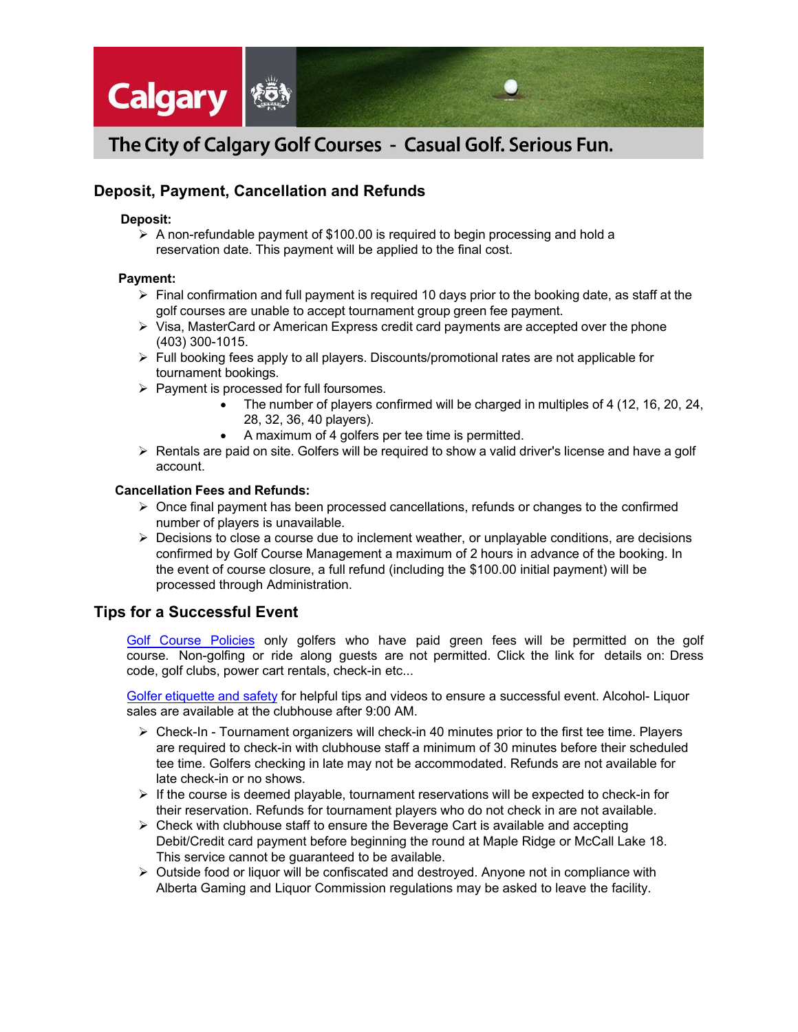Calgary

The City of Calgary Golf Courses - Casual Golf. Serious Fun.

## Deposit, Payment, Cancellation and Refunds

**Deposit:**

- A non-refundable payment of $100.00 is required to begin processing and hold a reservation date. This payment will be applied to the final cost.

**Payment:**

- Final confirmation and full payment is required 10 days prior to the booking date, as staff at the golf courses are unable to accept tournament group green fee payment.
- Visa, MasterCard or American Express credit card payments are accepted over the phone (403) 300-1015.
- Full booking fees apply to all players. Discounts/promotional rates are not applicable for tournament bookings.
- Payment is processed for full foursomes.
  - The number of players confirmed will be charged in multiples of 4 (12, 16, 20, 24, 28, 32, 36, 40 players).
  - A maximum of 4 golfers per tee time is permitted.
- Rentals are paid on site. Golfers will be required to show a valid driver's license and have a golf account.

**Cancellation Fees and Refunds:**

- Once final payment has been processed cancellations, refunds or changes to the confirmed number of players is unavailable.
- Decisions to close a course due to inclement weather, or unplayable conditions, are decisions confirmed by Golf Course Management a maximum of 2 hours in advance of the booking. In the event of course closure, a full refund (including the $100.00 initial payment) will be processed through Administration.

## Tips for a Successful Event

Golf Course Policies only golfers who have paid green fees will be permitted on the golf course. Non-golfing or ride along guests are not permitted. Click the link for details on: Dress code, golf clubs, power cart rentals, check-in etc...

Golfer etiquette and safety for helpful tips and videos to ensure a successful event. Alcohol- Liquor sales are available at the clubhouse after 9:00 AM.

- Check-In - Tournament organizers will check-in 40 minutes prior to the first tee time. Players are required to check-in with clubhouse staff a minimum of 30 minutes before their scheduled tee time. Golfers checking in late may not be accommodated. Refunds are not available for late check-in or no shows.
- If the course is deemed playable, tournament reservations will be expected to check-in for their reservation. Refunds for tournament players who do not check in are not available.
- Check with clubhouse staff to ensure the Beverage Cart is available and accepting Debit/Credit card payment before beginning the round at Maple Ridge or McCall Lake 18. This service cannot be guaranteed to be available.
- Outside food or liquor will be confiscated and destroyed. Anyone not in compliance with Alberta Gaming and Liquor Commission regulations may be asked to leave the facility.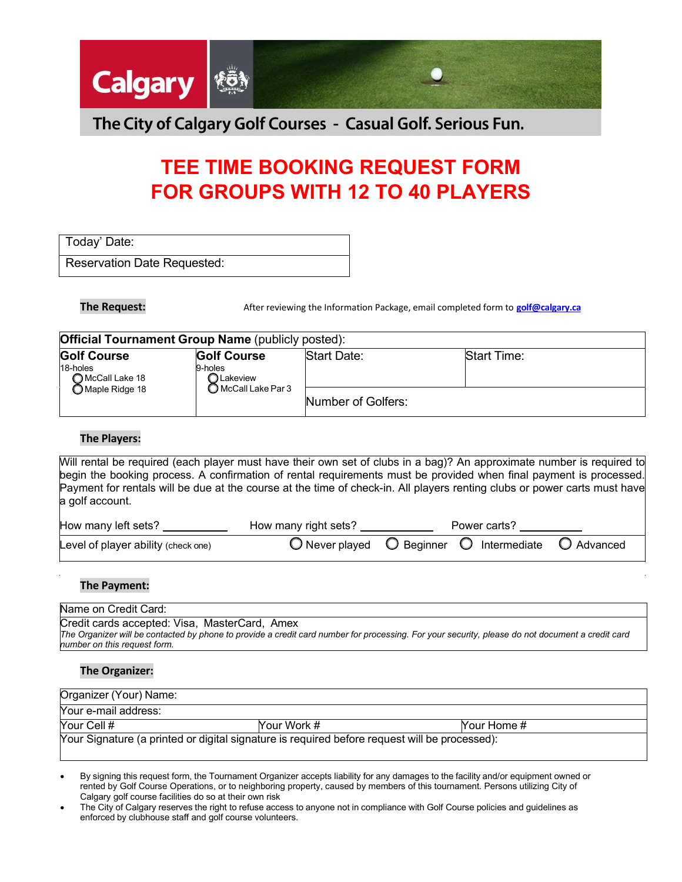Calgary

The City of Calgary Golf Courses - Casual Golf. Serious Fun.

# TEE TIME BOOKING REQUEST FORM
# FOR GROUPS WITH 12 TO 40 PLAYERS

| | |
|---|---|
| Today' Date: | |
| Reservation Date Requested: | |

**The Request:**

After reviewing the Information Package, email completed form to **golf@calgary.ca**

| | | | |
|---|---|---|---|
| **Official Tournament Group Name** (publicly posted): | | | |
| **Golf Course**<br>18-holes<br>◯ McCall Lake 18<br>◯ Maple Ridge 18 | **Golf Course**<br>9-holes<br>◯ Lakeview<br>◯ McCall Lake Par 3 | Start Date: | Start Time: |
| | | Number of Golfers: | |

**The Players:**

Will rental be required (each player must have their own set of clubs in a bag)? An approximate number is required to begin the booking process. A confirmation of rental requirements must be provided when final payment is processed. Payment for rentals will be due at the course at the time of check-in. All players renting clubs or power carts must have a golf account.

How many left sets? __________ How many right sets? __________ Power carts? __________

Level of player ability (check one) ◯ Never played ◯ Beginner ◯ Intermediate ◯ Advanced

**The Payment:**

Name on Credit Card:

Credit cards accepted: Visa, MasterCard, Amex

*The Organizer will be contacted by phone to provide a credit card number for processing. For your security, please do not document a credit card number on this request form.*

**The Organizer:**

| | | |
|---|---|---|
| Organizer (Your) Name: | | |
| Your e-mail address: | | |
| Your Cell # | Your Work # | Your Home # |
| Your Signature (a printed or digital signature is required before request will be processed): | | |

- By signing this request form, the Tournament Organizer accepts liability for any damages to the facility and/or equipment owned or rented by Golf Course Operations, or to neighboring property, caused by members of this tournament. Persons utilizing City of Calgary golf course facilities do so at their own risk
- The City of Calgary reserves the right to refuse access to anyone not in compliance with Golf Course policies and guidelines as enforced by clubhouse staff and golf course volunteers.